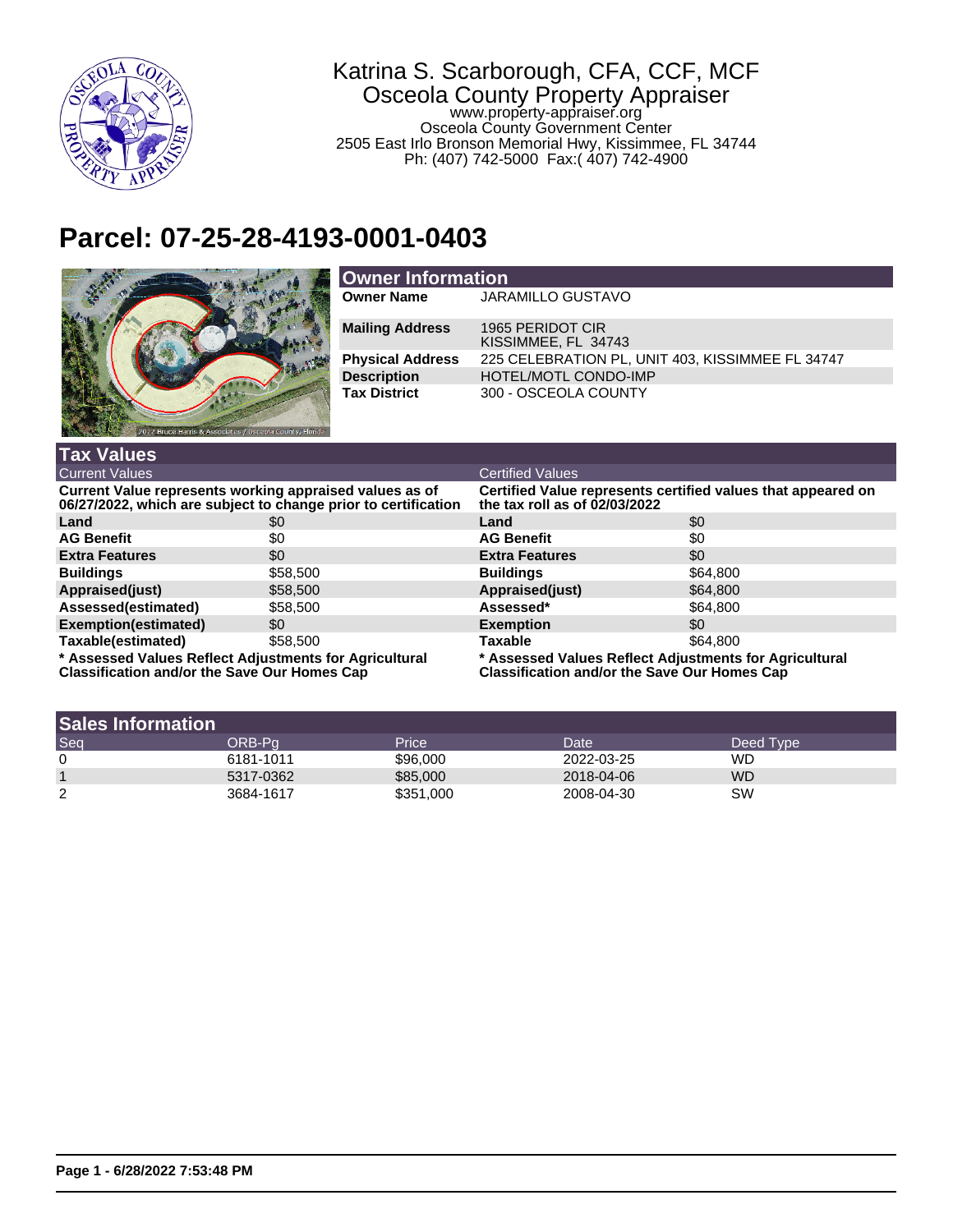Katrina S. Scarborough, CFA, CCF, MCF
Osceola County Property Appraiser
www.property-appraiser.org
Osceola County Government Center
2505 East Irlo Bronson Memorial Hwy, Kissimmee, FL 34744
Ph: (407) 742-5000 Fax:( 407) 742-4900

# Parcel: 07-25-28-4193-0001-0403

## Owner Information

| | |
|---|---|
| **Owner Name** | JARAMILLO GUSTAVO |
| **Mailing Address** | 1965 PERIDOT CIR<br>KISSIMMEE, FL 34743 |
| **Physical Address** | 225 CELEBRATION PL, UNIT 403, KISSIMMEE FL 34747 |
| **Description** | HOTEL/MOTL CONDO-IMP |
| **Tax District** | 300 - OSCEOLA COUNTY |

## Tax Values

### Current Values

**Current Value represents working appraised values as of 06/27/2022, which are subject to change prior to certification**

| | |
|---|---|
| **Land** | $0 |
| **AG Benefit** | $0 |
| **Extra Features** | $0 |
| **Buildings** | $58,500 |
| **Appraised(just)** | $58,500 |
| **Assessed(estimated)** | $58,500 |
| **Exemption(estimated)** | $0 |
| **Taxable(estimated)** | $58,500 |

**\* Assessed Values Reflect Adjustments for Agricultural Classification and/or the Save Our Homes Cap**

### Certified Values

**Certified Value represents certified values that appeared on the tax roll as of 02/03/2022**

| | |
|---|---|
| **Land** | $0 |
| **AG Benefit** | $0 |
| **Extra Features** | $0 |
| **Buildings** | $64,800 |
| **Appraised(just)** | $64,800 |
| **Assessed*** | $64,800 |
| **Exemption** | $0 |
| **Taxable** | $64,800 |

**\* Assessed Values Reflect Adjustments for Agricultural Classification and/or the Save Our Homes Cap**

## Sales Information

| Seq | ORB-Pg | Price | Date | Deed Type |
|---|---|---|---|---|
| 0 | 6181-1011 | $96,000 | 2022-03-25 | WD |
| 1 | 5317-0362 | $85,000 | 2018-04-06 | WD |
| 2 | 3684-1617 | $351,000 | 2008-04-30 | SW |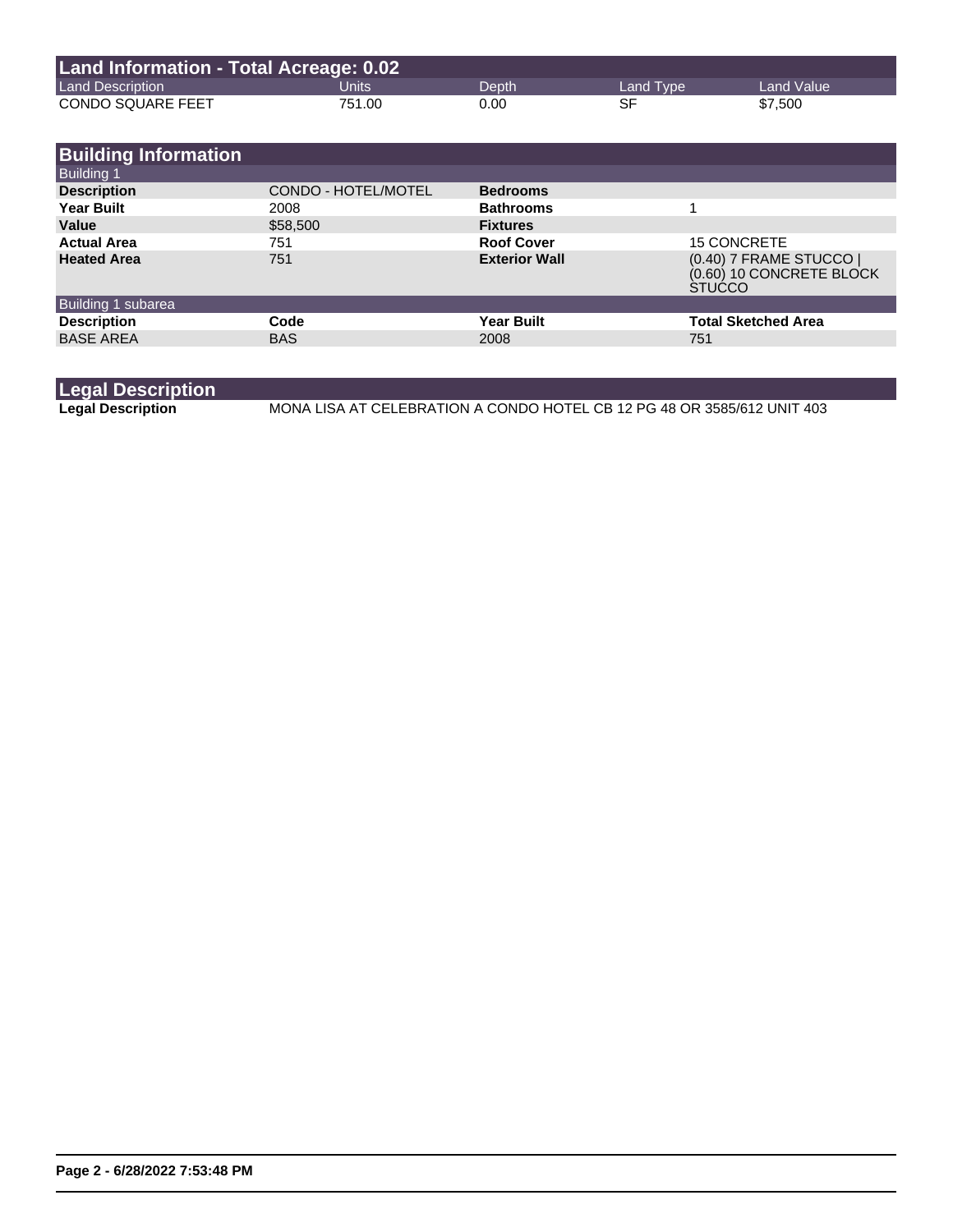## Land Information - Total Acreage: 0.02

| Land Description | Units | Depth | Land Type | Land Value |
| --- | --- | --- | --- | --- |
| CONDO SQUARE FEET | 751.00 | 0.00 | SF | $7,500 |

## Building Information

### Building 1

| | | | |
| --- | --- | --- | --- |
| **Description** | CONDO - HOTEL/MOTEL | **Bedrooms** | |
| **Year Built** | 2008 | **Bathrooms** | 1 |
| **Value** | $58,500 | **Fixtures** | |
| **Actual Area** | 751 | **Roof Cover** | 15 CONCRETE |
| **Heated Area** | 751 | **Exterior Wall** | (0.40) 7 FRAME STUCCO \| (0.60) 10 CONCRETE BLOCK STUCCO |

### Building 1 subarea

| Description | Code | Year Built | Total Sketched Area |
| --- | --- | --- | --- |
| BASE AREA | BAS | 2008 | 751 |

## Legal Description

**Legal Description** MONA LISA AT CELEBRATION A CONDO HOTEL CB 12 PG 48 OR 3585/612 UNIT 403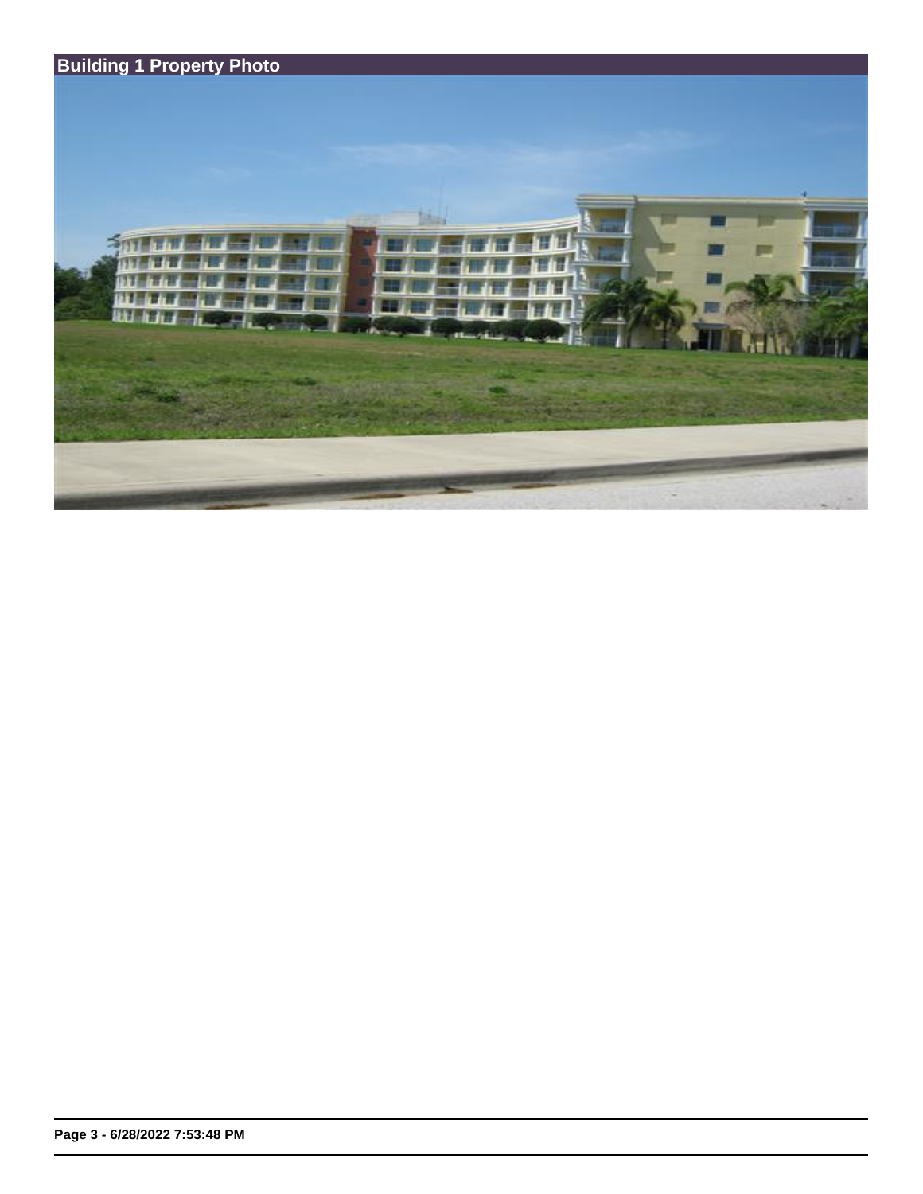## Building 1 Property Photo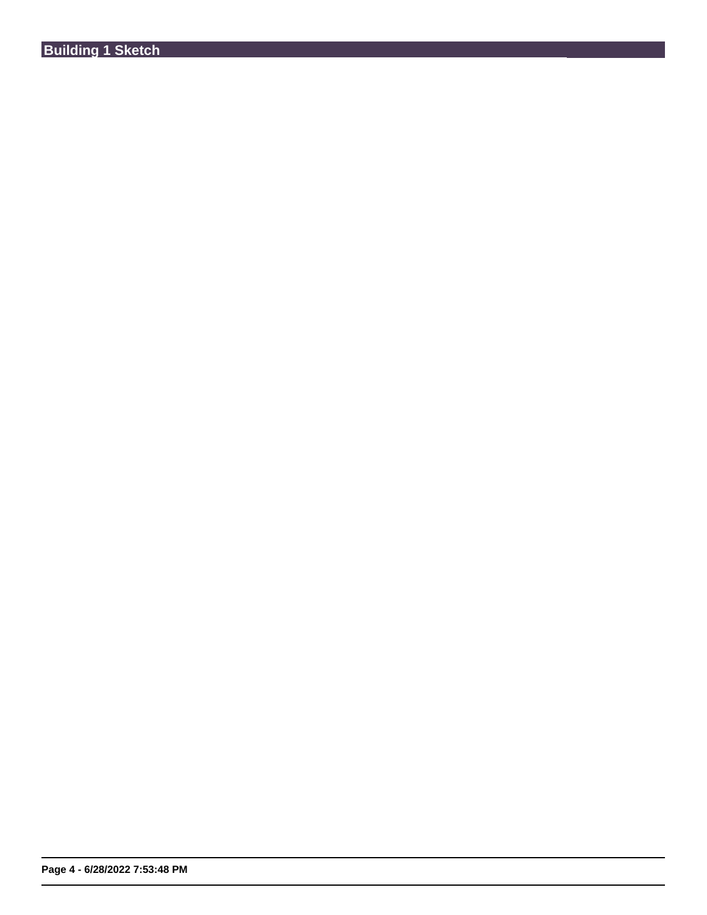## Building 1 Sketch